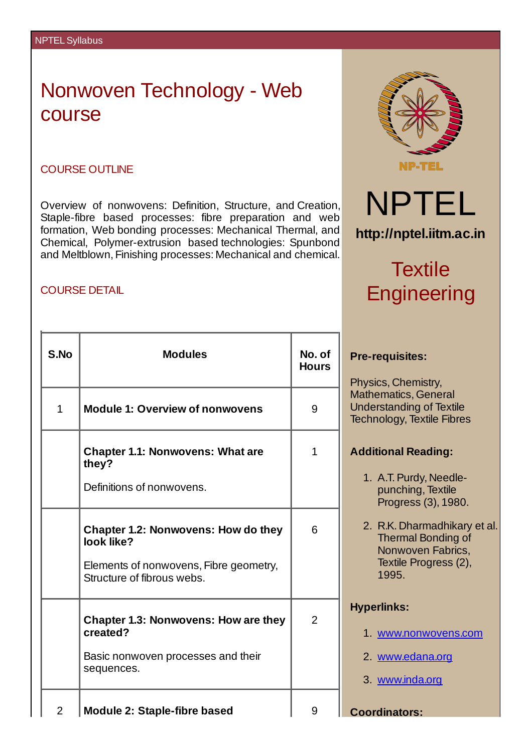# Nonwoven Technology - Web course

## COURSE OUTLINE

Overview of nonwovens: Definition, Structure, and Creation, Staple-fibre based processes: fibre preparation and web formation, Web bonding processes: Mechanical Thermal, and Chemical, Polymer-extrusion based technologies: Spunbond and Meltblown, Finishing processes: Mechanical and chemical.

## COURSE DETAIL

| S.No | Modules | No. of Hours |
|---|---|---|
| 1 | **Module 1: Overview of nonwovens** | 9 |
| | **Chapter 1.1: Nonwovens: What are they?**<br><br>Definitions of nonwovens. | 1 |
| | **Chapter 1.2: Nonwovens: How do they look like?**<br><br>Elements of nonwovens, Fibre geometry, Structure of fibrous webs. | 6 |
| | **Chapter 1.3: Nonwovens: How are they created?**<br><br>Basic nonwoven processes and their sequences. | 2 |
| 2 | **Module 2: Staple-fibre based** | 9 |

NP-TEL

NPTEL

**http://nptel.iitm.ac.in**

## Textile Engineering

**Pre-requisites:**

Physics, Chemistry, Mathematics, General Understanding of Textile Technology, Textile Fibres

**Additional Reading:**

1. A.T. Purdy, Needle-punching, Textile Progress (3), 1980.
2. R.K. Dharmadhikary et al. Thermal Bonding of Nonwoven Fabrics, Textile Progress (2), 1995.

**Hyperlinks:**

1. www.nonwovens.com
2. www.edana.org
3. www.inda.org

**Coordinators:**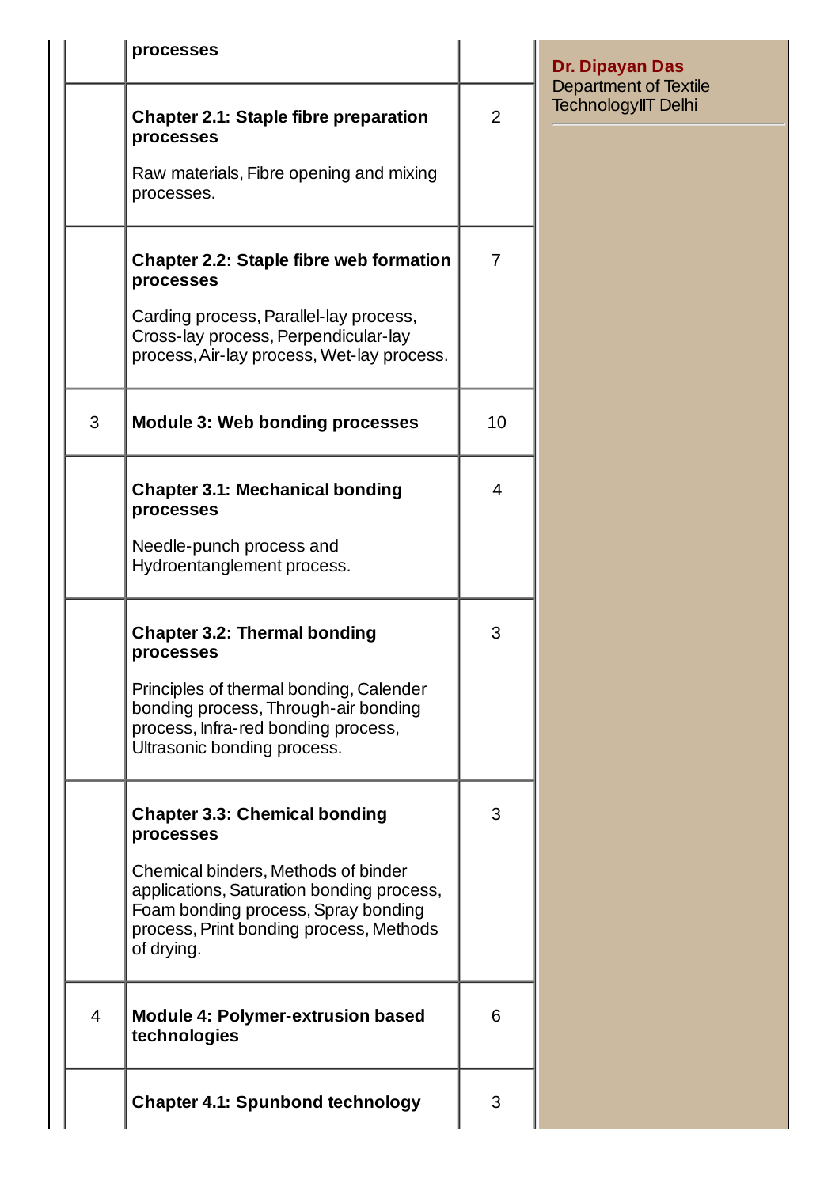| | processes | |
|---|---|---|
| | **Chapter 2.1: Staple fibre preparation processes**<br><br>Raw materials, Fibre opening and mixing processes. | 2 |
| | **Chapter 2.2: Staple fibre web formation processes**<br><br>Carding process, Parallel-lay process, Cross-lay process, Perpendicular-lay process, Air-lay process, Wet-lay process. | 7 |
| 3 | **Module 3: Web bonding processes** | 10 |
| | **Chapter 3.1: Mechanical bonding processes**<br><br>Needle-punch process and Hydroentanglement process. | 4 |
| | **Chapter 3.2: Thermal bonding processes**<br><br>Principles of thermal bonding, Calender bonding process, Through-air bonding process, Infra-red bonding process, Ultrasonic bonding process. | 3 |
| | **Chapter 3.3: Chemical bonding processes**<br><br>Chemical binders, Methods of binder applications, Saturation bonding process, Foam bonding process, Spray bonding process, Print bonding process, Methods of drying. | 3 |
| 4 | **Module 4: Polymer-extrusion based technologies** | 6 |
| | **Chapter 4.1: Spunbond technology** | 3 |

**Dr. Dipayan Das**
Department of Textile TechnologyIIT Delhi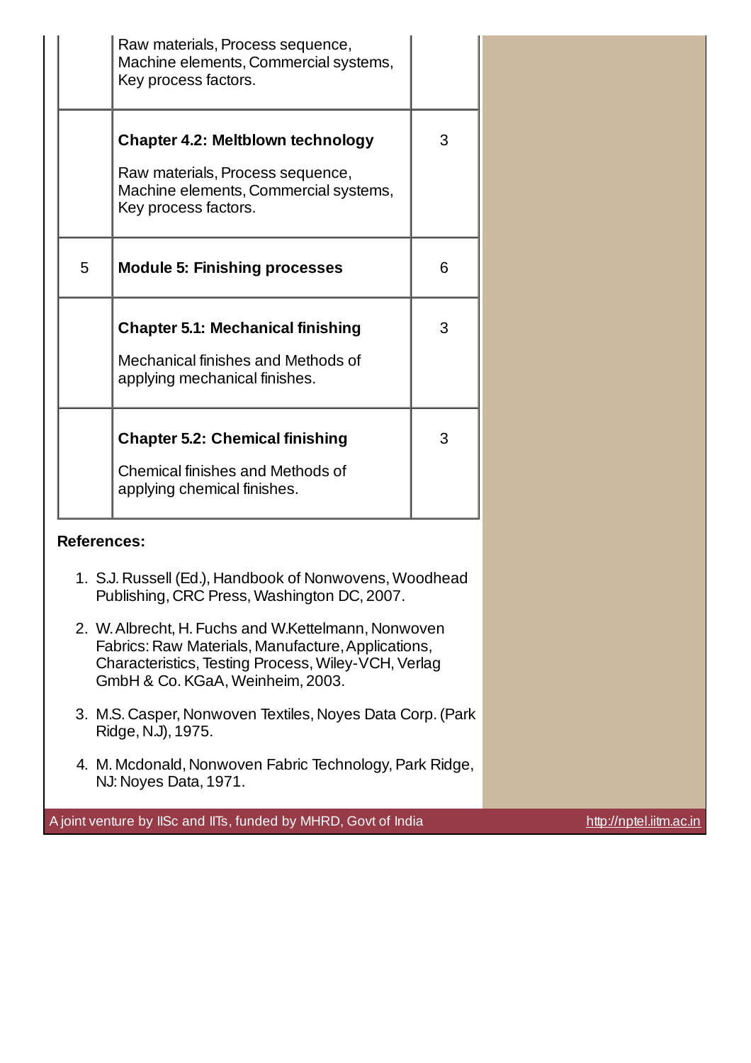| | | |
|---|---|---|
| | Raw materials, Process sequence, Machine elements, Commercial systems, Key process factors. | |
| | **Chapter 4.2: Meltblown technology**<br><br>Raw materials, Process sequence, Machine elements, Commercial systems, Key process factors. | 3 |
| 5 | **Module 5: Finishing processes** | 6 |
| | **Chapter 5.1: Mechanical finishing**<br><br>Mechanical finishes and Methods of applying mechanical finishes. | 3 |
| | **Chapter 5.2: Chemical finishing**<br><br>Chemical finishes and Methods of applying chemical finishes. | 3 |

**References:**

1. S.J. Russell (Ed.), Handbook of Nonwovens, Woodhead Publishing, CRC Press, Washington DC, 2007.
2. W. Albrecht, H. Fuchs and W.Kettelmann, Nonwoven Fabrics: Raw Materials, Manufacture, Applications, Characteristics, Testing Process, Wiley-VCH, Verlag GmbH & Co. KGaA, Weinheim, 2003.
3. M.S. Casper, Nonwoven Textiles, Noyes Data Corp. (Park Ridge, N.J), 1975.
4. M. Mcdonald, Nonwoven Fabric Technology, Park Ridge, NJ: Noyes Data, 1971.